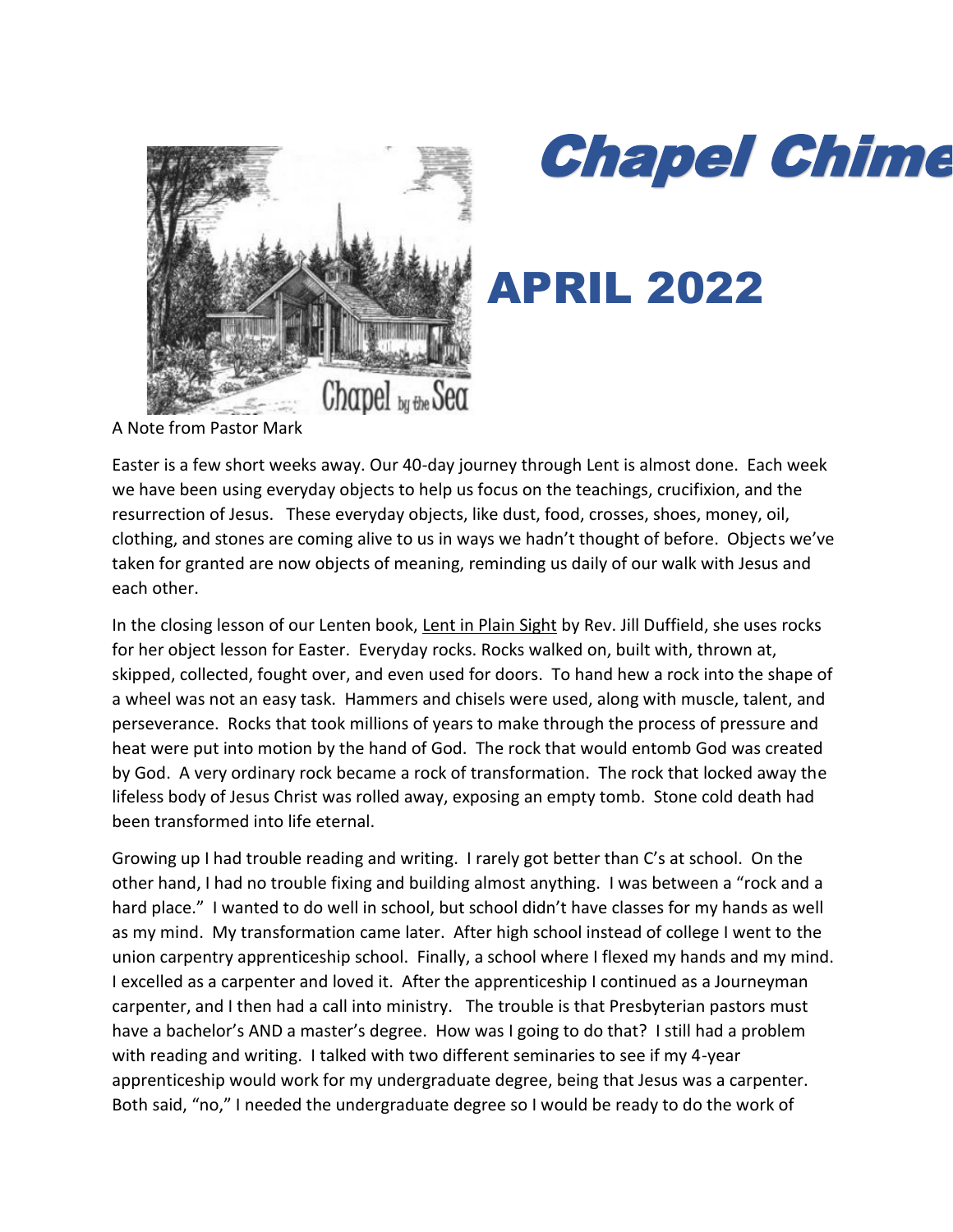# Chapel Chime

## APRIL 2022

A Note from Pastor Mark

Easter is a few short weeks away. Our 40-day journey through Lent is almost done. Each week we have been using everyday objects to help us focus on the teachings, crucifixion, and the resurrection of Jesus. These everyday objects, like dust, food, crosses, shoes, money, oil, clothing, and stones are coming alive to us in ways we hadn't thought of before. Objects we've taken for granted are now objects of meaning, reminding us daily of our walk with Jesus and each other.

In the closing lesson of our Lenten book, Lent in Plain Sight by Rev. Jill Duffield, she uses rocks for her object lesson for Easter. Everyday rocks. Rocks walked on, built with, thrown at, skipped, collected, fought over, and even used for doors. To hand hew a rock into the shape of a wheel was not an easy task. Hammers and chisels were used, along with muscle, talent, and perseverance. Rocks that took millions of years to make through the process of pressure and heat were put into motion by the hand of God. The rock that would entomb God was created by God. A very ordinary rock became a rock of transformation. The rock that locked away the lifeless body of Jesus Christ was rolled away, exposing an empty tomb. Stone cold death had been transformed into life eternal.

Growing up I had trouble reading and writing. I rarely got better than C's at school. On the other hand, I had no trouble fixing and building almost anything. I was between a "rock and a hard place." I wanted to do well in school, but school didn't have classes for my hands as well as my mind. My transformation came later. After high school instead of college I went to the union carpentry apprenticeship school. Finally, a school where I flexed my hands and my mind. I excelled as a carpenter and loved it. After the apprenticeship I continued as a Journeyman carpenter, and I then had a call into ministry. The trouble is that Presbyterian pastors must have a bachelor's AND a master's degree. How was I going to do that? I still had a problem with reading and writing. I talked with two different seminaries to see if my 4-year apprenticeship would work for my undergraduate degree, being that Jesus was a carpenter. Both said, "no," I needed the undergraduate degree so I would be ready to do the work of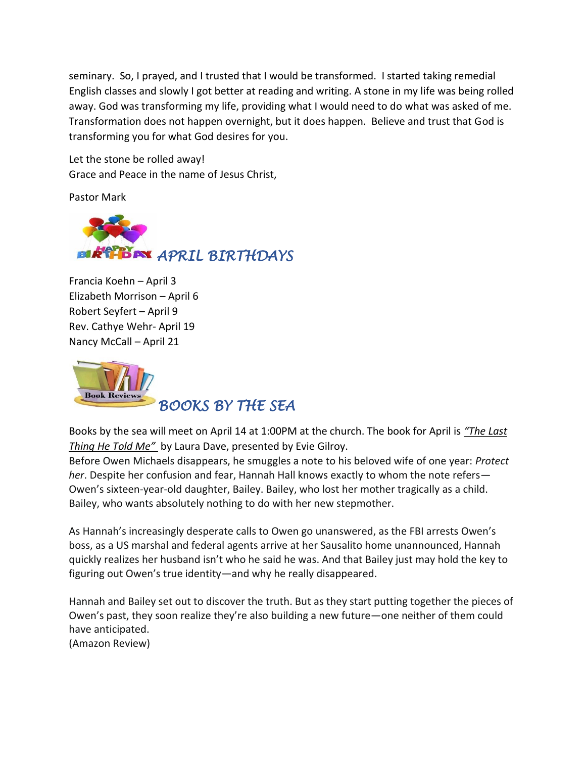seminary. So, I prayed, and I trusted that I would be transformed. I started taking remedial English classes and slowly I got better at reading and writing. A stone in my life was being rolled away. God was transforming my life, providing what I would need to do what was asked of me. Transformation does not happen overnight, but it does happen. Believe and trust that God is transforming you for what God desires for you.

Let the stone be rolled away!
Grace and Peace in the name of Jesus Christ,

Pastor Mark

## *APRIL BIRTHDAYS*

Francia Koehn – April 3
Elizabeth Morrison – April 6
Robert Seyfert – April 9
Rev. Cathye Wehr- April 19
Nancy McCall – April 21

## *BOOKS BY THE SEA*

Books by the sea will meet on April 14 at 1:00PM at the church. The book for April is *"The Last Thing He Told Me"* by Laura Dave, presented by Evie Gilroy.
Before Owen Michaels disappears, he smuggles a note to his beloved wife of one year: *Protect her*. Despite her confusion and fear, Hannah Hall knows exactly to whom the note refers—Owen's sixteen-year-old daughter, Bailey. Bailey, who lost her mother tragically as a child. Bailey, who wants absolutely nothing to do with her new stepmother.

As Hannah's increasingly desperate calls to Owen go unanswered, as the FBI arrests Owen's boss, as a US marshal and federal agents arrive at her Sausalito home unannounced, Hannah quickly realizes her husband isn't who he said he was. And that Bailey just may hold the key to figuring out Owen's true identity—and why he really disappeared.

Hannah and Bailey set out to discover the truth. But as they start putting together the pieces of Owen's past, they soon realize they're also building a new future—one neither of them could have anticipated.
(Amazon Review)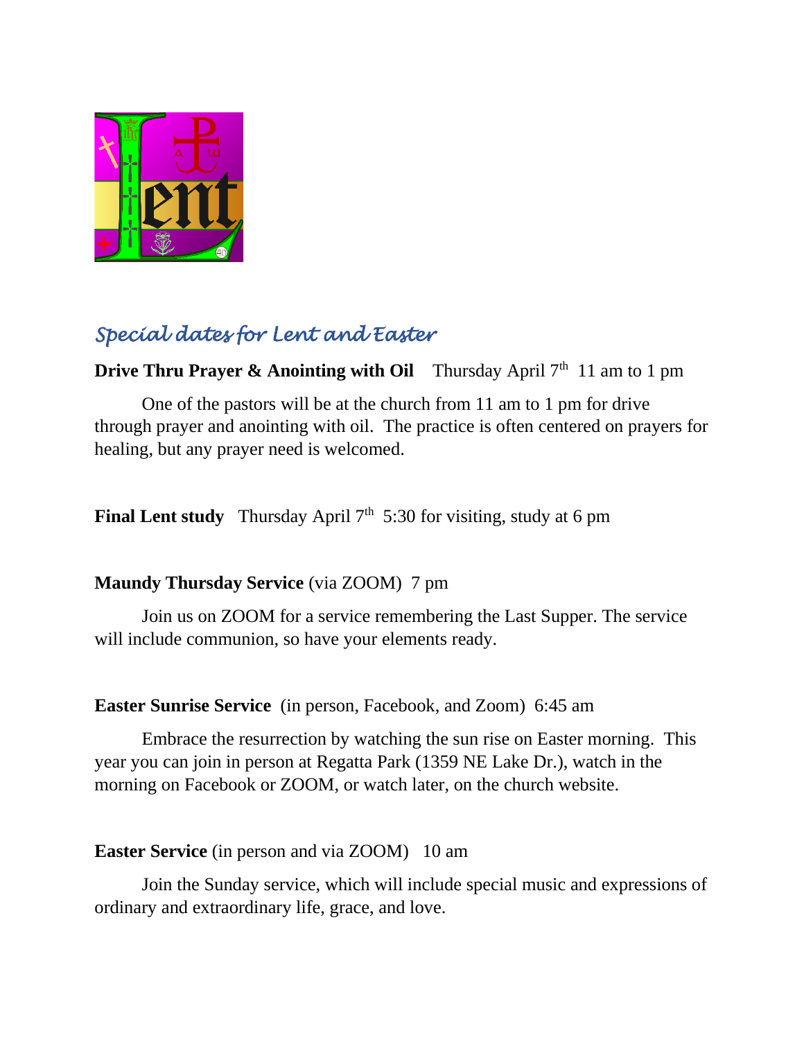## *Special dates for Lent and Easter*

**Drive Thru Prayer & Anointing with Oil** Thursday April 7th 11 am to 1 pm

One of the pastors will be at the church from 11 am to 1 pm for drive through prayer and anointing with oil. The practice is often centered on prayers for healing, but any prayer need is welcomed.

**Final Lent study** Thursday April 7th 5:30 for visiting, study at 6 pm

**Maundy Thursday Service** (via ZOOM) 7 pm

Join us on ZOOM for a service remembering the Last Supper. The service will include communion, so have your elements ready.

**Easter Sunrise Service** (in person, Facebook, and Zoom) 6:45 am

Embrace the resurrection by watching the sun rise on Easter morning. This year you can join in person at Regatta Park (1359 NE Lake Dr.), watch in the morning on Facebook or ZOOM, or watch later, on the church website.

**Easter Service** (in person and via ZOOM) 10 am

Join the Sunday service, which will include special music and expressions of ordinary and extraordinary life, grace, and love.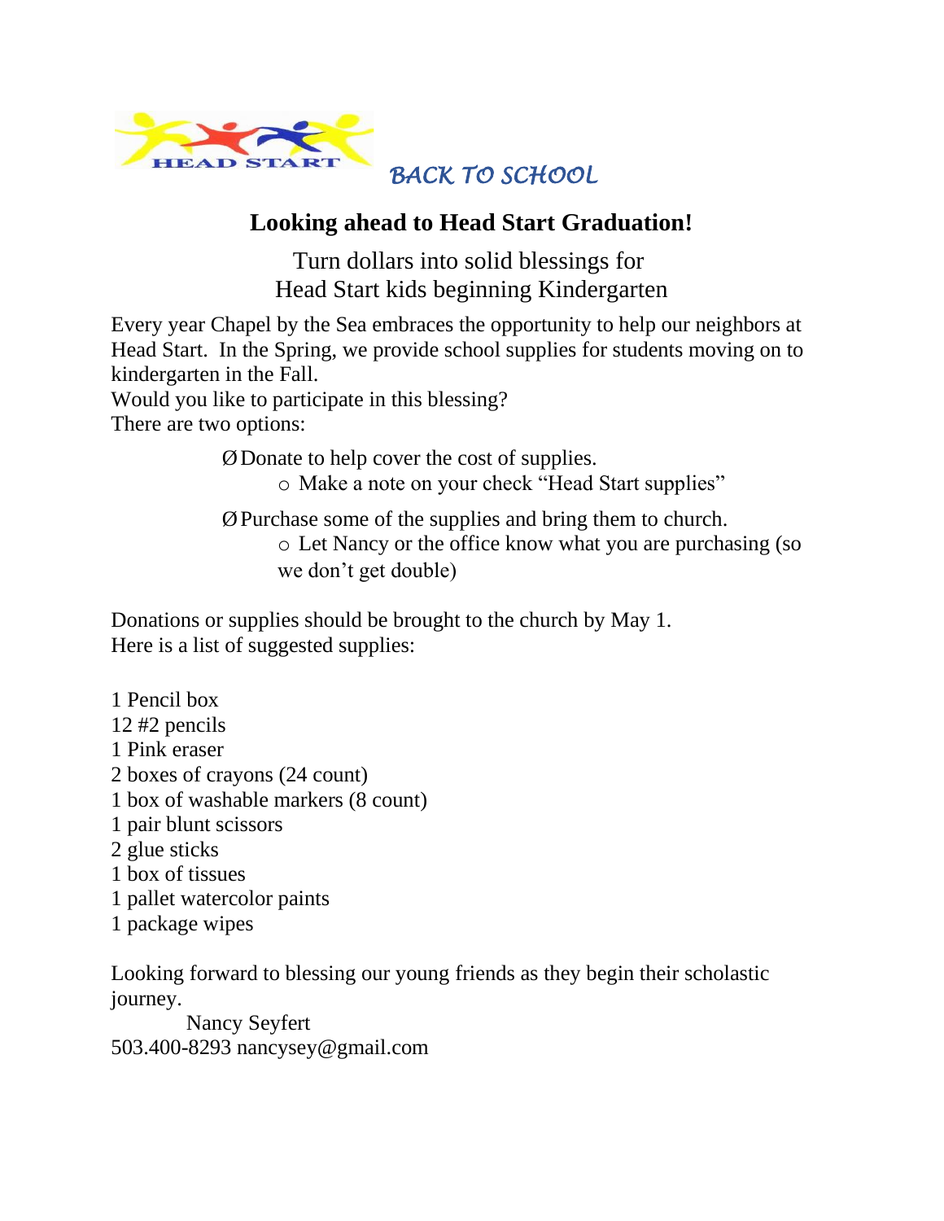HEAD START *BACK TO SCHOOL*

## Looking ahead to Head Start Graduation!

Turn dollars into solid blessings for
Head Start kids beginning Kindergarten

Every year Chapel by the Sea embraces the opportunity to help our neighbors at Head Start. In the Spring, we provide school supplies for students moving on to kindergarten in the Fall.
Would you like to participate in this blessing?
There are two options:

- Donate to help cover the cost of supplies.
  - Make a note on your check "Head Start supplies"
- Purchase some of the supplies and bring them to church.
  - Let Nancy or the office know what you are purchasing (so we don't get double)

Donations or supplies should be brought to the church by May 1.
Here is a list of suggested supplies:

1 Pencil box
12 #2 pencils
1 Pink eraser
2 boxes of crayons (24 count)
1 box of washable markers (8 count)
1 pair blunt scissors
2 glue sticks
1 box of tissues
1 pallet watercolor paints
1 package wipes

Looking forward to blessing our young friends as they begin their scholastic journey.

Nancy Seyfert
503.400-8293 nancysey@gmail.com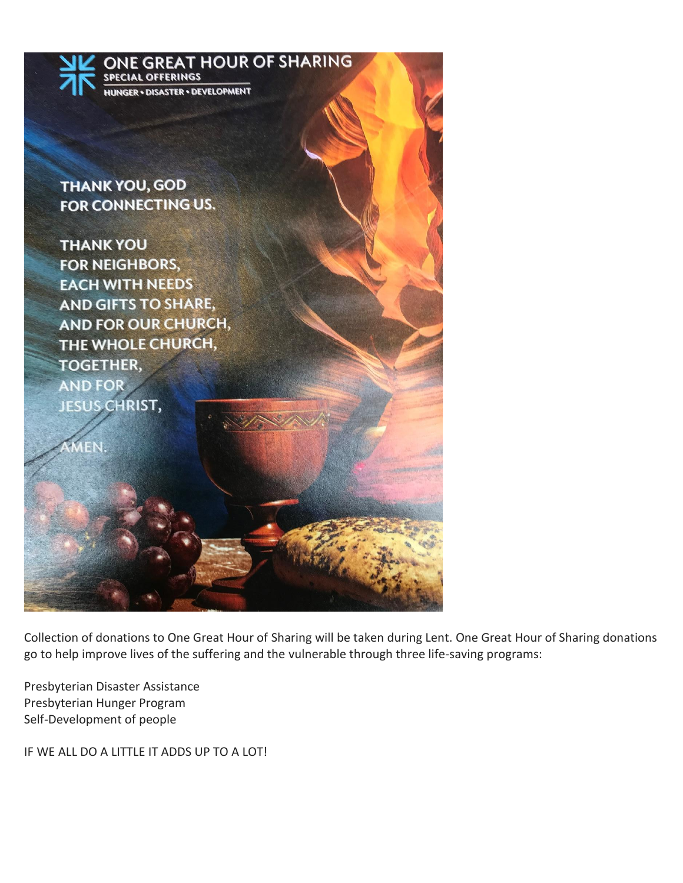# ONE GREAT HOUR OF SHARING

**SPECIAL OFFERINGS**

**HUNGER • DISASTER • DEVELOPMENT**

**THANK YOU, GOD**
**FOR CONNECTING US.**

**THANK YOU**
**FOR NEIGHBORS,**
**EACH WITH NEEDS**
**AND GIFTS TO SHARE,**
**AND FOR OUR CHURCH,**
**THE WHOLE CHURCH,**
**TOGETHER,**
**AND FOR**
**JESUS CHRIST,**

**AMEN.**

Collection of donations to One Great Hour of Sharing will be taken during Lent. One Great Hour of Sharing donations go to help improve lives of the suffering and the vulnerable through three life-saving programs:

Presbyterian Disaster Assistance
Presbyterian Hunger Program
Self-Development of people

IF WE ALL DO A LITTLE IT ADDS UP TO A LOT!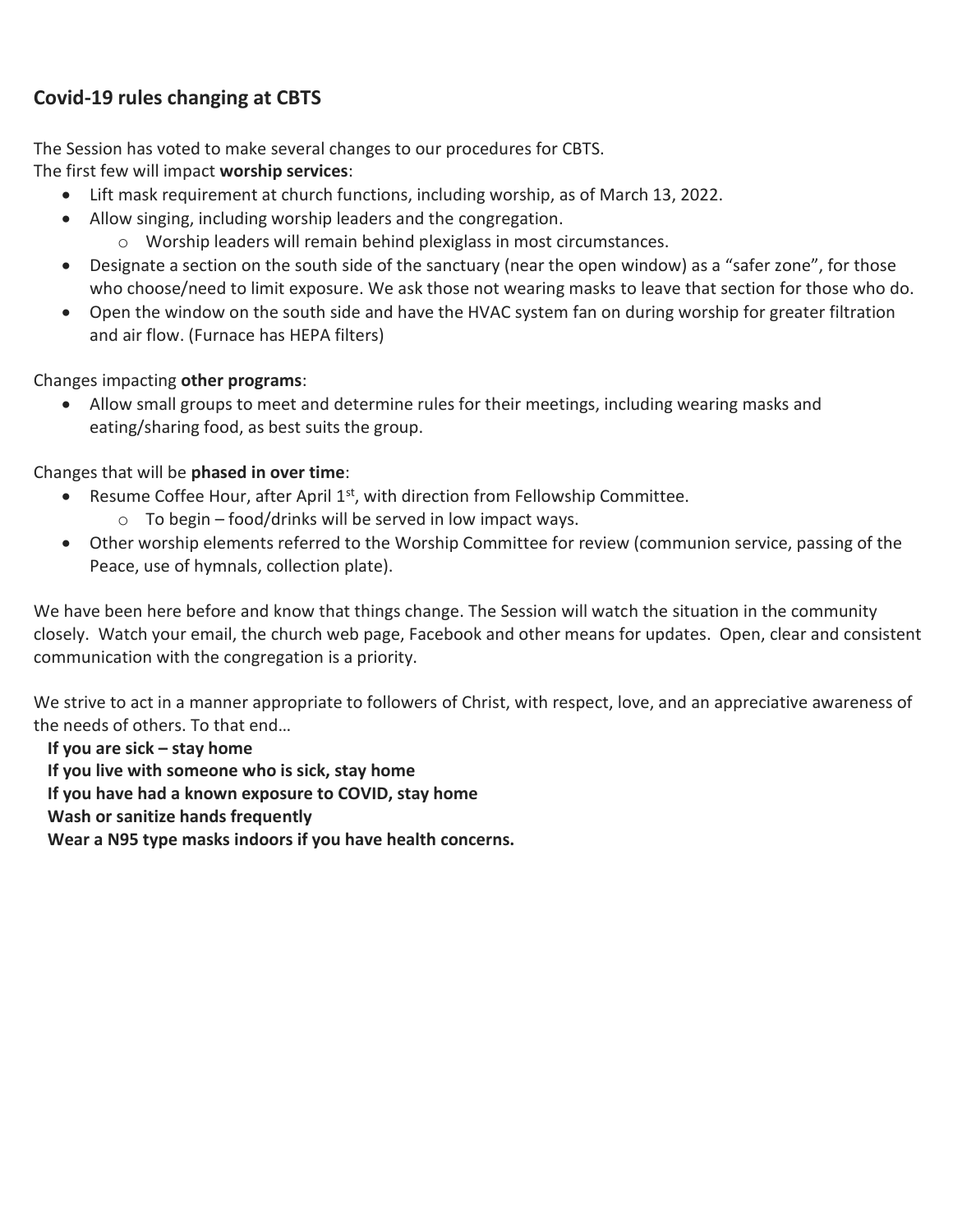## Covid-19 rules changing at CBTS

The Session has voted to make several changes to our procedures for CBTS.
The first few will impact **worship services**:

- Lift mask requirement at church functions, including worship, as of March 13, 2022.
- Allow singing, including worship leaders and the congregation.
  - Worship leaders will remain behind plexiglass in most circumstances.
- Designate a section on the south side of the sanctuary (near the open window) as a "safer zone", for those who choose/need to limit exposure. We ask those not wearing masks to leave that section for those who do.
- Open the window on the south side and have the HVAC system fan on during worship for greater filtration and air flow. (Furnace has HEPA filters)

Changes impacting **other programs**:

- Allow small groups to meet and determine rules for their meetings, including wearing masks and eating/sharing food, as best suits the group.

Changes that will be **phased in over time**:

- Resume Coffee Hour, after April 1st, with direction from Fellowship Committee.
  - To begin – food/drinks will be served in low impact ways.
- Other worship elements referred to the Worship Committee for review (communion service, passing of the Peace, use of hymnals, collection plate).

We have been here before and know that things change. The Session will watch the situation in the community closely. Watch your email, the church web page, Facebook and other means for updates. Open, clear and consistent communication with the congregation is a priority.

We strive to act in a manner appropriate to followers of Christ, with respect, love, and an appreciative awareness of the needs of others. To that end…

**If you are sick – stay home**
**If you live with someone who is sick, stay home**
**If you have had a known exposure to COVID, stay home**
**Wash or sanitize hands frequently**
**Wear a N95 type masks indoors if you have health concerns.**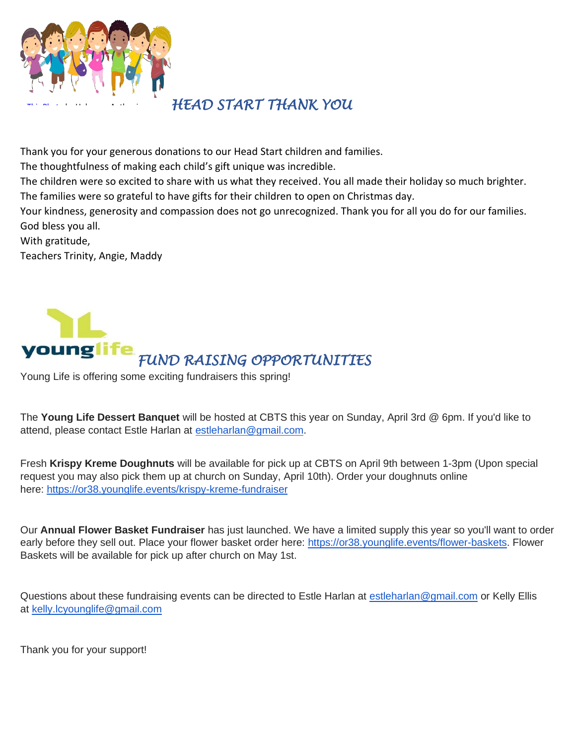## *HEAD START THANK YOU*

Thank you for your generous donations to our Head Start children and families.
The thoughtfulness of making each child's gift unique was incredible.
The children were so excited to share with us what they received. You all made their holiday so much brighter.
The families were so grateful to have gifts for their children to open on Christmas day.
Your kindness, generosity and compassion does not go unrecognized. Thank you for all you do for our families.
God bless you all.
With gratitude,
Teachers Trinity, Angie, Maddy

## *FUND RAISING OPPORTUNITIES*

Young Life is offering some exciting fundraisers this spring!

The **Young Life Dessert Banquet** will be hosted at CBTS this year on Sunday, April 3rd @ 6pm. If you'd like to attend, please contact Estle Harlan at estleharlan@gmail.com.

Fresh **Krispy Kreme Doughnuts** will be available for pick up at CBTS on April 9th between 1-3pm (Upon special request you may also pick them up at church on Sunday, April 10th). Order your doughnuts online here: https://or38.younglife.events/krispy-kreme-fundraiser

Our **Annual Flower Basket Fundraiser** has just launched. We have a limited supply this year so you'll want to order early before they sell out. Place your flower basket order here: https://or38.younglife.events/flower-baskets. Flower Baskets will be available for pick up after church on May 1st.

Questions about these fundraising events can be directed to Estle Harlan at estleharlan@gmail.com or Kelly Ellis at kelly.lcyounglife@gmail.com

Thank you for your support!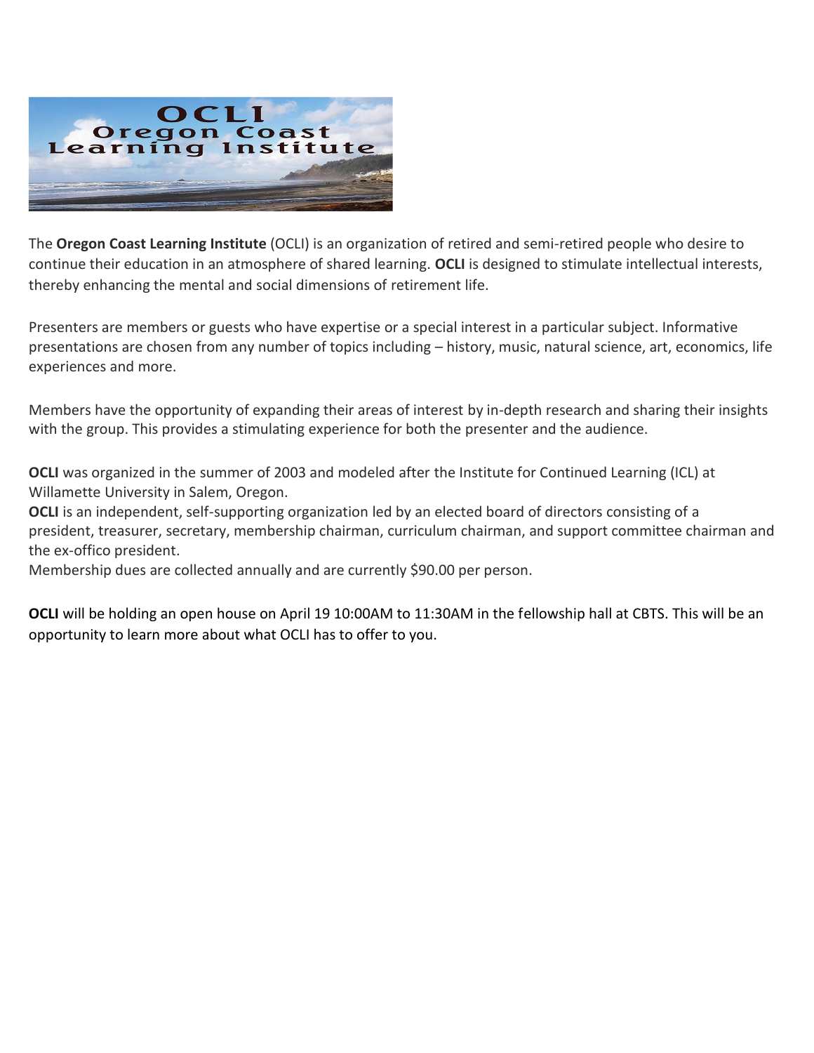# OCLI
## Oregon Coast Learning Institute

The **Oregon Coast Learning Institute** (OCLI) is an organization of retired and semi-retired people who desire to continue their education in an atmosphere of shared learning. **OCLI** is designed to stimulate intellectual interests, thereby enhancing the mental and social dimensions of retirement life.

Presenters are members or guests who have expertise or a special interest in a particular subject. Informative presentations are chosen from any number of topics including – history, music, natural science, art, economics, life experiences and more.

Members have the opportunity of expanding their areas of interest by in-depth research and sharing their insights with the group. This provides a stimulating experience for both the presenter and the audience.

**OCLI** was organized in the summer of 2003 and modeled after the Institute for Continued Learning (ICL) at Willamette University in Salem, Oregon.
**OCLI** is an independent, self-supporting organization led by an elected board of directors consisting of a president, treasurer, secretary, membership chairman, curriculum chairman, and support committee chairman and the ex-offico president.
Membership dues are collected annually and are currently $90.00 per person.

**OCLI** will be holding an open house on April 19 10:00AM to 11:30AM in the fellowship hall at CBTS. This will be an opportunity to learn more about what OCLI has to offer to you.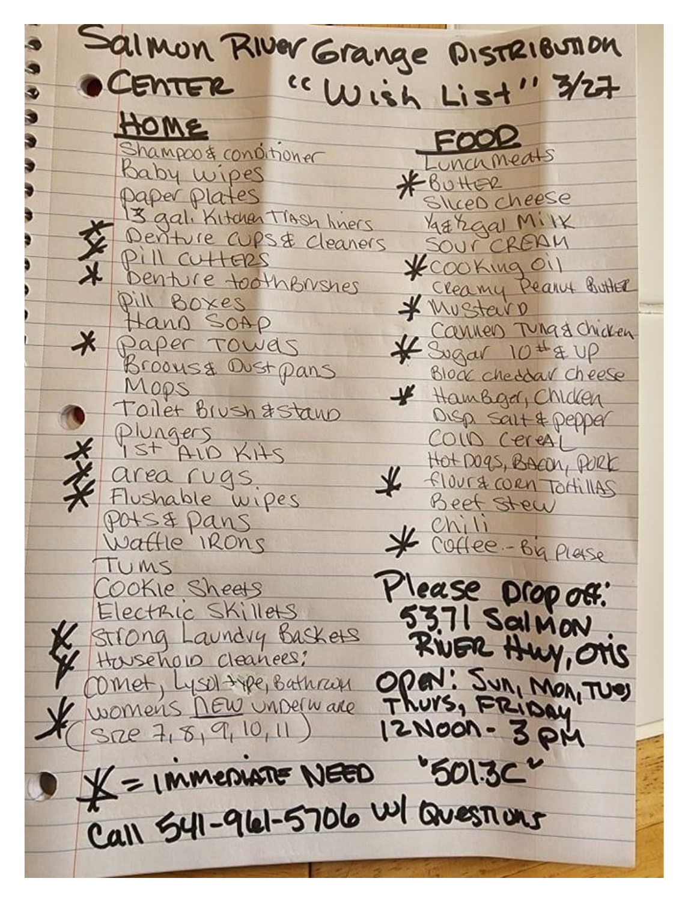# Salmon River Grange Distribution Center "Wish List" 3/27

## HOME

- Shampoo & conditioner
- Baby wipes
- paper plates
- 13 gal. Kitchen Trash liners
- * Denture cups & cleaners
- * pill cutters
- * Denture toothbrushes
- pill Boxes
- Hand Soap
- * paper Towels
- Brooms & Dust pans
- Mops
- Toilet Brush & Stand
- plungers
- * 1st Aid Kits
- * area rugs
- * Flushable wipes
- pots & pans
- Waffle irons
- Tums
- Cookie Sheets
- Electric Skillets
- * Strong Laundry Baskets
- * Household cleaners: Comet, Lysol type, Bathroom
- * womens NEW underware (size 7, 8, 9, 10, 11)

## FOOD

- Lunch meats
- * Butter
- Sliced cheese
- 1/4 & 1/2 gal Milk
- Sour Cream
- * Cooking oil
- Creamy Peanut Butter
- * Mustard
- Canned Tuna & Chicken
- * Sugar 10# & up
- Block cheddar cheese
- * Hamburger, Chicken
- Disp. Salt & pepper
- Cold Cereal
- Hot Dogs, Bacon, Pork
- * flour & corn Tortillas
- Beef Stew
- Chili
- * Coffee - Big Please

**Please drop off:**
5371 Salmon River Hwy, Otis

**Open:** Sun, Mon, Tues, Thurs, Friday
12 Noon - 3 PM

"501.3C"

* = IMMEDIATE NEED

Call 541-961-5706 w/ Questions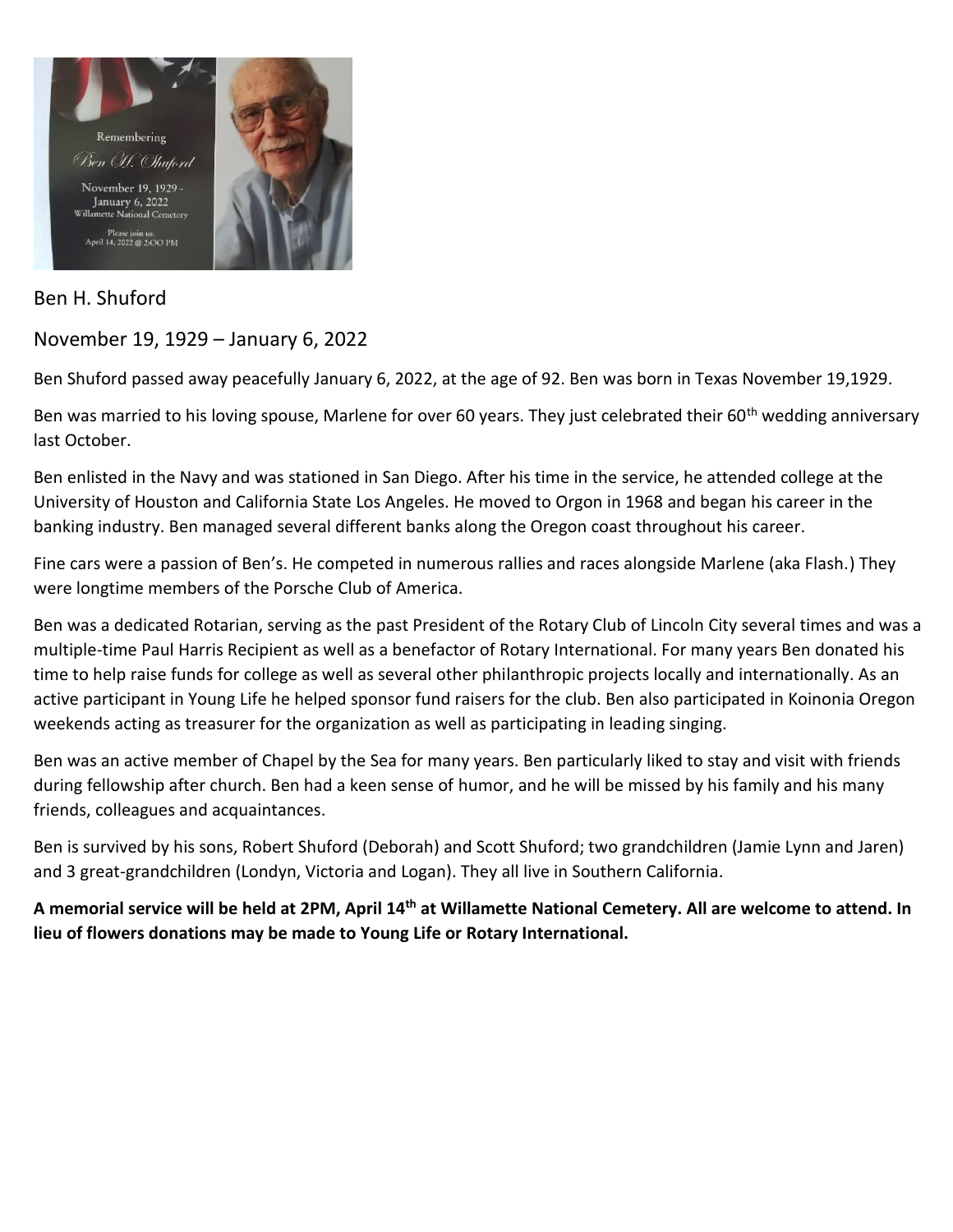Ben H. Shuford

November 19, 1929 – January 6, 2022

Ben Shuford passed away peacefully January 6, 2022, at the age of 92. Ben was born in Texas November 19,1929.

Ben was married to his loving spouse, Marlene for over 60 years. They just celebrated their 60th wedding anniversary last October.

Ben enlisted in the Navy and was stationed in San Diego. After his time in the service, he attended college at the University of Houston and California State Los Angeles. He moved to Orgon in 1968 and began his career in the banking industry. Ben managed several different banks along the Oregon coast throughout his career.

Fine cars were a passion of Ben's. He competed in numerous rallies and races alongside Marlene (aka Flash.) They were longtime members of the Porsche Club of America.

Ben was a dedicated Rotarian, serving as the past President of the Rotary Club of Lincoln City several times and was a multiple-time Paul Harris Recipient as well as a benefactor of Rotary International. For many years Ben donated his time to help raise funds for college as well as several other philanthropic projects locally and internationally. As an active participant in Young Life he helped sponsor fund raisers for the club. Ben also participated in Koinonia Oregon weekends acting as treasurer for the organization as well as participating in leading singing.

Ben was an active member of Chapel by the Sea for many years. Ben particularly liked to stay and visit with friends during fellowship after church. Ben had a keen sense of humor, and he will be missed by his family and his many friends, colleagues and acquaintances.

Ben is survived by his sons, Robert Shuford (Deborah) and Scott Shuford; two grandchildren (Jamie Lynn and Jaren) and 3 great-grandchildren (Londyn, Victoria and Logan). They all live in Southern California.

**A memorial service will be held at 2PM, April 14th at Willamette National Cemetery. All are welcome to attend. In lieu of flowers donations may be made to Young Life or Rotary International.**